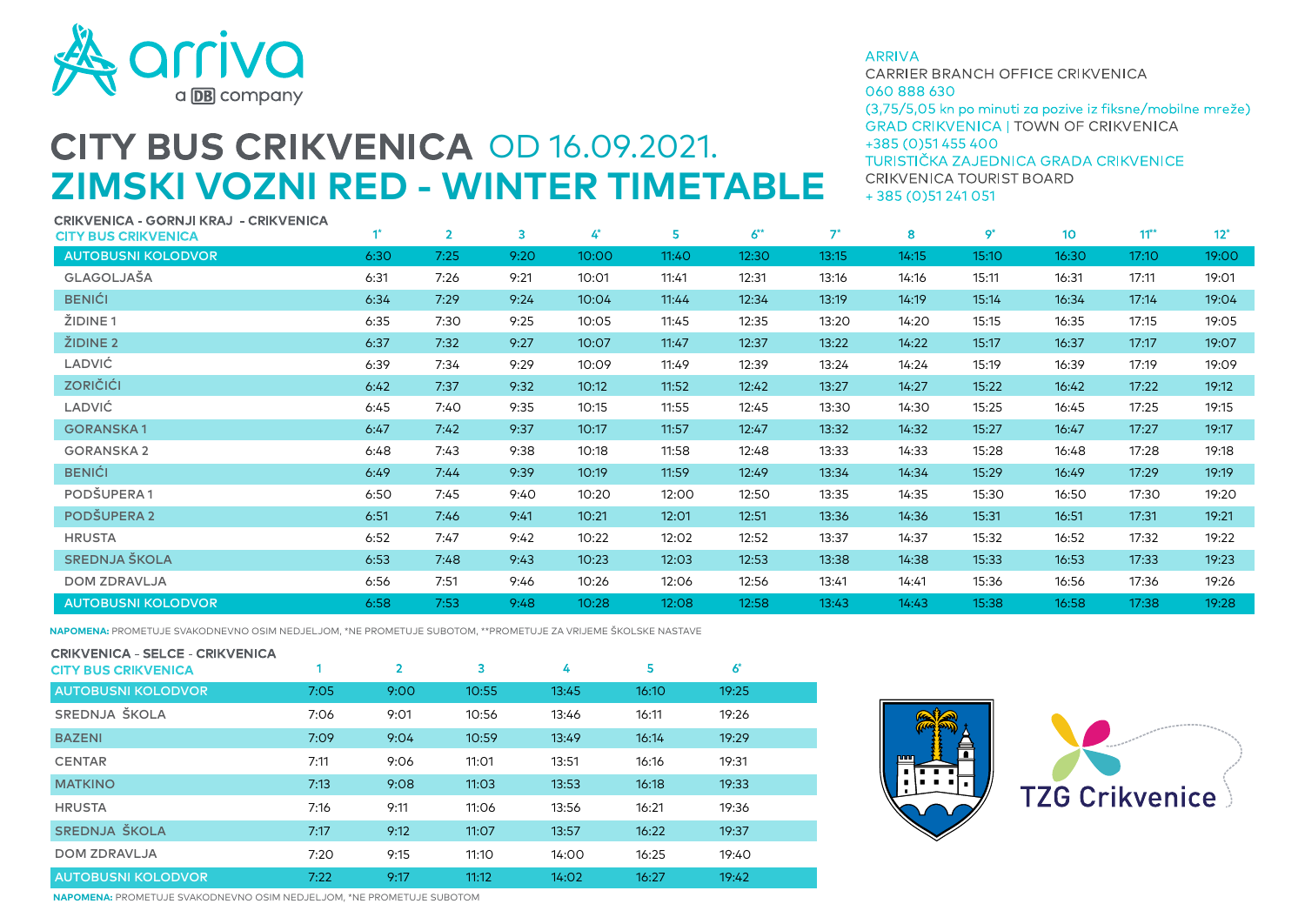arriva
a DB company

# CITY BUS CRIKVENICA OD 16.09.2021.
# ZIMSKI VOZNI RED - WINTER TIMETABLE

ARRIVA
CARRIER BRANCH OFFICE CRIKVENICA
060 888 630
(3,75/5,05 kn po minuti za pozive iz fiksne/mobilne mreže)
GRAD CRIKVENICA | TOWN OF CRIKVENICA
+385 (0)51 455 400
TURISTIČKA ZAJEDNICA GRADA CRIKVENICE
CRIKVENICA TOURIST BOARD
+ 385 (0)51 241 051

| CRIKVENICA - GORNJI KRAJ - CRIKVENICA CITY BUS CRIKVENICA | 1* | 2 | 3 | 4* | 5 | 6** | 7* | 8 | 9* | 10 | 11** | 12* |
|---|---|---|---|---|---|---|---|---|---|---|---|---|
| AUTOBUSNI KOLODVOR | 6:30 | 7:25 | 9:20 | 10:00 | 11:40 | 12:30 | 13:15 | 14:15 | 15:10 | 16:30 | 17:10 | 19:00 |
| GLAGOLJAŠA | 6:31 | 7:26 | 9:21 | 10:01 | 11:41 | 12:31 | 13:16 | 14:16 | 15:11 | 16:31 | 17:11 | 19:01 |
| BENIĆI | 6:34 | 7:29 | 9:24 | 10:04 | 11:44 | 12:34 | 13:19 | 14:19 | 15:14 | 16:34 | 17:14 | 19:04 |
| ŽIDINE 1 | 6:35 | 7:30 | 9:25 | 10:05 | 11:45 | 12:35 | 13:20 | 14:20 | 15:15 | 16:35 | 17:15 | 19:05 |
| ŽIDINE 2 | 6:37 | 7:32 | 9:27 | 10:07 | 11:47 | 12:37 | 13:22 | 14:22 | 15:17 | 16:37 | 17:17 | 19:07 |
| LADVIĆ | 6:39 | 7:34 | 9:29 | 10:09 | 11:49 | 12:39 | 13:24 | 14:24 | 15:19 | 16:39 | 17:19 | 19:09 |
| ZORIČIĆI | 6:42 | 7:37 | 9:32 | 10:12 | 11:52 | 12:42 | 13:27 | 14:27 | 15:22 | 16:42 | 17:22 | 19:12 |
| LADVIĆ | 6:45 | 7:40 | 9:35 | 10:15 | 11:55 | 12:45 | 13:30 | 14:30 | 15:25 | 16:45 | 17:25 | 19:15 |
| GORANSKA 1 | 6:47 | 7:42 | 9:37 | 10:17 | 11:57 | 12:47 | 13:32 | 14:32 | 15:27 | 16:47 | 17:27 | 19:17 |
| GORANSKA 2 | 6:48 | 7:43 | 9:38 | 10:18 | 11:58 | 12:48 | 13:33 | 14:33 | 15:28 | 16:48 | 17:28 | 19:18 |
| BENIĆI | 6:49 | 7:44 | 9:39 | 10:19 | 11:59 | 12:49 | 13:34 | 14:34 | 15:29 | 16:49 | 17:29 | 19:19 |
| PODŠUPERA 1 | 6:50 | 7:45 | 9:40 | 10:20 | 12:00 | 12:50 | 13:35 | 14:35 | 15:30 | 16:50 | 17:30 | 19:20 |
| PODŠUPERA 2 | 6:51 | 7:46 | 9:41 | 10:21 | 12:01 | 12:51 | 13:36 | 14:36 | 15:31 | 16:51 | 17:31 | 19:21 |
| HRUSTA | 6:52 | 7:47 | 9:42 | 10:22 | 12:02 | 12:52 | 13:37 | 14:37 | 15:32 | 16:52 | 17:32 | 19:22 |
| SREDNJA ŠKOLA | 6:53 | 7:48 | 9:43 | 10:23 | 12:03 | 12:53 | 13:38 | 14:38 | 15:33 | 16:53 | 17:33 | 19:23 |
| DOM ZDRAVLJA | 6:56 | 7:51 | 9:46 | 10:26 | 12:06 | 12:56 | 13:41 | 14:41 | 15:36 | 16:56 | 17:36 | 19:26 |
| AUTOBUSNI KOLODVOR | 6:58 | 7:53 | 9:48 | 10:28 | 12:08 | 12:58 | 13:43 | 14:43 | 15:38 | 16:58 | 17:38 | 19:28 |

**NAPOMENA:** PROMETUJE SVAKODNEVNO OSIM NEDJELJOM, *NE PROMETUJE SUBOTOM, **PROMETUJE ZA VRIJEME ŠKOLSKE NASTAVE

| CRIKVENICA - SELCE - CRIKVENICA CITY BUS CRIKVENICA | 1 | 2 | 3 | 4 | 5 | 6* |
|---|---|---|---|---|---|---|
| AUTOBUSNI KOLODVOR | 7:05 | 9:00 | 10:55 | 13:45 | 16:10 | 19:25 |
| SREDNJA ŠKOLA | 7:06 | 9:01 | 10:56 | 13:46 | 16:11 | 19:26 |
| BAZENI | 7:09 | 9:04 | 10:59 | 13:49 | 16:14 | 19:29 |
| CENTAR | 7:11 | 9:06 | 11:01 | 13:51 | 16:16 | 19:31 |
| MATKINO | 7:13 | 9:08 | 11:03 | 13:53 | 16:18 | 19:33 |
| HRUSTA | 7:16 | 9:11 | 11:06 | 13:56 | 16:21 | 19:36 |
| SREDNJA ŠKOLA | 7:17 | 9:12 | 11:07 | 13:57 | 16:22 | 19:37 |
| DOM ZDRAVLJA | 7:20 | 9:15 | 11:10 | 14:00 | 16:25 | 19:40 |
| AUTOBUSNI KOLODVOR | 7:22 | 9:17 | 11:12 | 14:02 | 16:27 | 19:42 |

**NAPOMENA:** PROMETUJE SVAKODNEVNO OSIM NEDJELJOM, *NE PROMETUJE SUBOTOM

TZG Crikvenice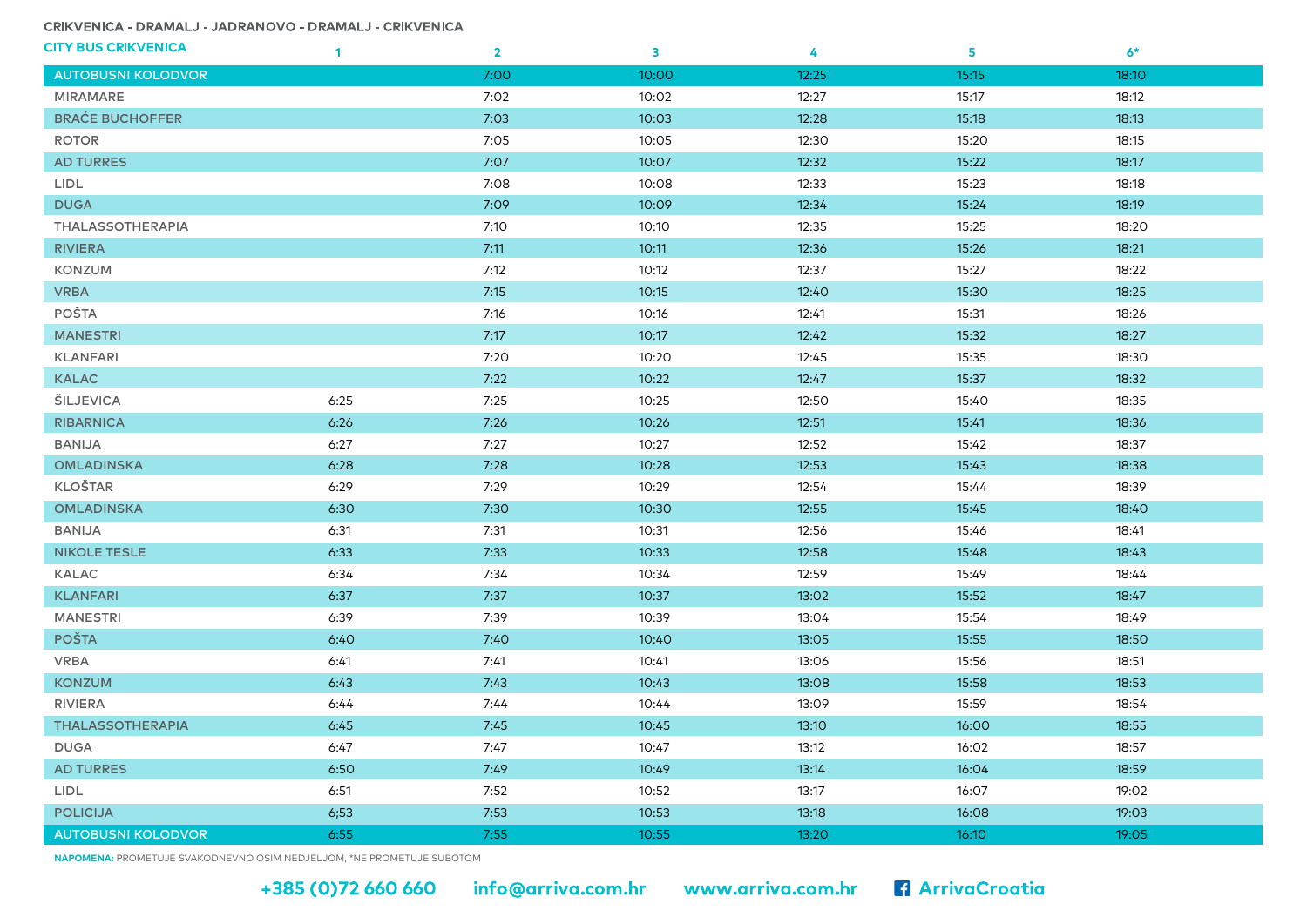CRIKVENICA - DRAMALJ - JADRANOVO - DRAMALJ - CRIKVENICA

| CITY BUS CRIKVENICA | 1 | 2 | 3 | 4 | 5 | 6* |
|---|---|---|---|---|---|---|
| AUTOBUSNI KOLODVOR | | 7:00 | 10:00 | 12:25 | 15:15 | 18:10 |
| MIRAMARE | | 7:02 | 10:02 | 12:27 | 15:17 | 18:12 |
| BRAĆE BUCHOFFER | | 7:03 | 10:03 | 12:28 | 15:18 | 18:13 |
| ROTOR | | 7:05 | 10:05 | 12:30 | 15:20 | 18:15 |
| AD TURRES | | 7:07 | 10:07 | 12:32 | 15:22 | 18:17 |
| LIDL | | 7:08 | 10:08 | 12:33 | 15:23 | 18:18 |
| DUGA | | 7:09 | 10:09 | 12:34 | 15:24 | 18:19 |
| THALASSOTHERAPIA | | 7:10 | 10:10 | 12:35 | 15:25 | 18:20 |
| RIVIERA | | 7:11 | 10:11 | 12:36 | 15:26 | 18:21 |
| KONZUM | | 7:12 | 10:12 | 12:37 | 15:27 | 18:22 |
| VRBA | | 7:15 | 10:15 | 12:40 | 15:30 | 18:25 |
| POŠTA | | 7:16 | 10:16 | 12:41 | 15:31 | 18:26 |
| MANESTRI | | 7:17 | 10:17 | 12:42 | 15:32 | 18:27 |
| KLANFARI | | 7:20 | 10:20 | 12:45 | 15:35 | 18:30 |
| KALAC | | 7:22 | 10:22 | 12:47 | 15:37 | 18:32 |
| ŠILJEVICA | 6:25 | 7:25 | 10:25 | 12:50 | 15:40 | 18:35 |
| RIBARNICA | 6:26 | 7:26 | 10:26 | 12:51 | 15:41 | 18:36 |
| BANIJA | 6:27 | 7:27 | 10:27 | 12:52 | 15:42 | 18:37 |
| OMLADINSKA | 6:28 | 7:28 | 10:28 | 12:53 | 15:43 | 18:38 |
| KLOŠTAR | 6:29 | 7:29 | 10:29 | 12:54 | 15:44 | 18:39 |
| OMLADINSKA | 6:30 | 7:30 | 10:30 | 12:55 | 15:45 | 18:40 |
| BANIJA | 6:31 | 7:31 | 10:31 | 12:56 | 15:46 | 18:41 |
| NIKOLE TESLE | 6:33 | 7:33 | 10:33 | 12:58 | 15:48 | 18:43 |
| KALAC | 6:34 | 7:34 | 10:34 | 12:59 | 15:49 | 18:44 |
| KLANFARI | 6:37 | 7:37 | 10:37 | 13:02 | 15:52 | 18:47 |
| MANESTRI | 6:39 | 7:39 | 10:39 | 13:04 | 15:54 | 18:49 |
| POŠTA | 6:40 | 7:40 | 10:40 | 13:05 | 15:55 | 18:50 |
| VRBA | 6:41 | 7:41 | 10:41 | 13:06 | 15:56 | 18:51 |
| KONZUM | 6:43 | 7:43 | 10:43 | 13:08 | 15:58 | 18:53 |
| RIVIERA | 6:44 | 7:44 | 10:44 | 13:09 | 15:59 | 18:54 |
| THALASSOTHERAPIA | 6:45 | 7:45 | 10:45 | 13:10 | 16:00 | 18:55 |
| DUGA | 6:47 | 7:47 | 10:47 | 13:12 | 16:02 | 18:57 |
| AD TURRES | 6:50 | 7:49 | 10:49 | 13:14 | 16:04 | 18:59 |
| LIDL | 6:51 | 7:52 | 10:52 | 13:17 | 16:07 | 19:02 |
| POLICIJA | 6;53 | 7:53 | 10:53 | 13:18 | 16:08 | 19:03 |
| AUTOBUSNI KOLODVOR | 6:55 | 7:55 | 10:55 | 13:20 | 16:10 | 19:05 |

**NAPOMENA:** PROMETUJE SVAKODNEVNO OSIM NEDJELJOM, *NE PROMETUJE SUBOTOM

+385 (0)72 660 660 info@arriva.com.hr www.arriva.com.hr ArrivaCroatia